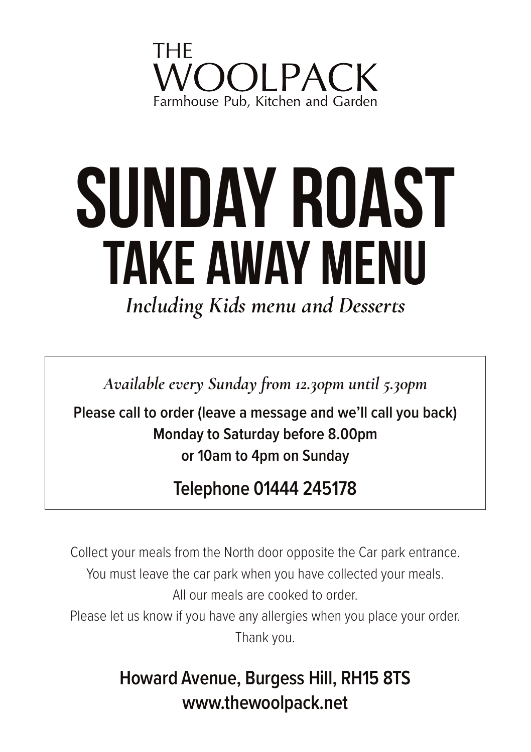THE
WOOLPACK
Farmhouse Pub, Kitchen and Garden

# SUNDAY ROAST
## TAKE AWAY MENU

*Including Kids menu and Desserts*

*Available every Sunday from 12.30pm until 5.30pm*

**Please call to order (leave a message and we'll call you back)**
**Monday to Saturday before 8.00pm**
**or 10am to 4pm on Sunday**

**Telephone 01444 245178**

Collect your meals from the North door opposite the Car park entrance.
You must leave the car park when you have collected your meals.
All our meals are cooked to order.
Please let us know if you have any allergies when you place your order.
Thank you.

**Howard Avenue, Burgess Hill, RH15 8TS**
**www.thewoolpack.net**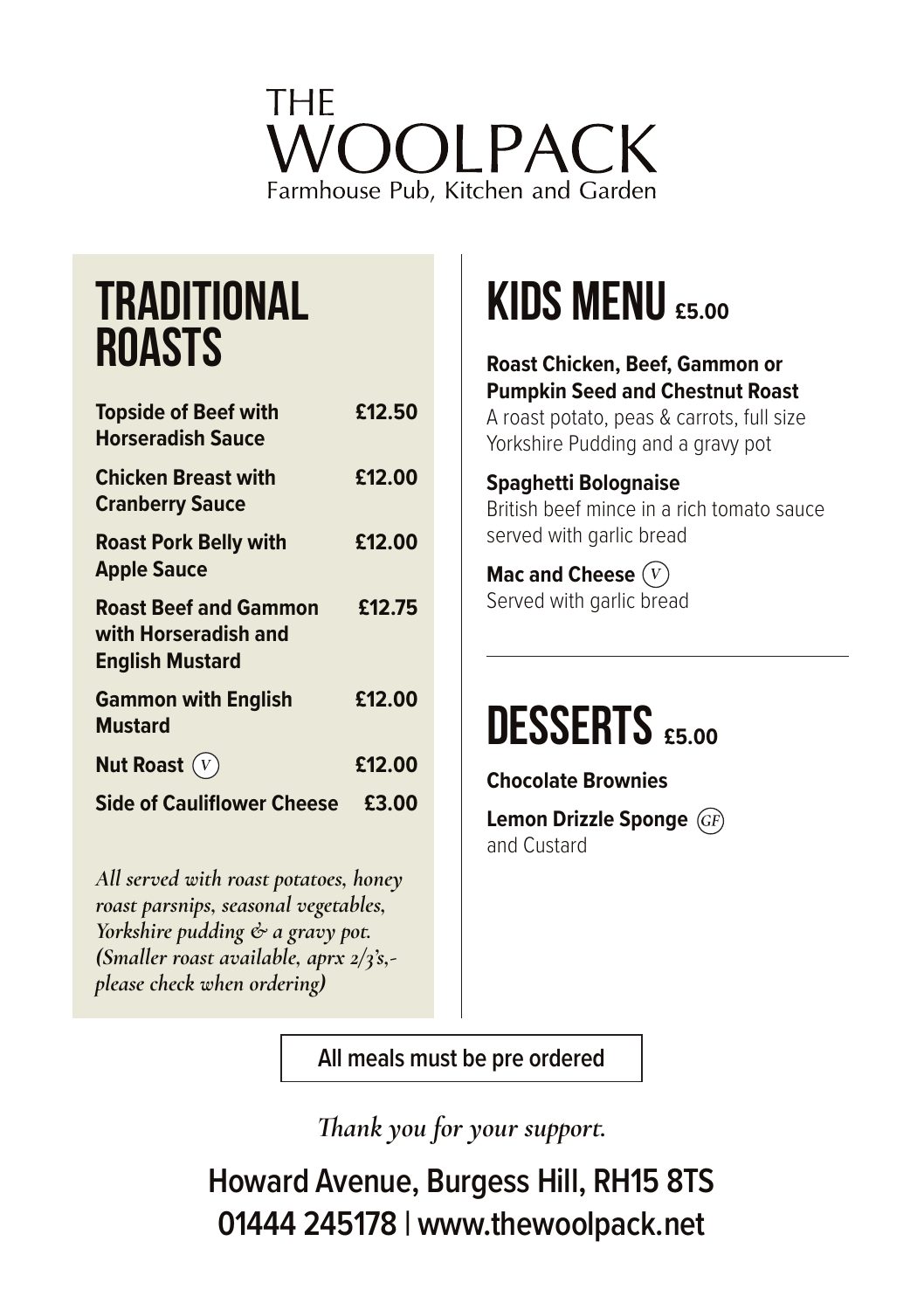THE
# WOOLPACK
Farmhouse Pub, Kitchen and Garden

## TRADITIONAL ROASTS

| | |
|---|---|
| **Topside of Beef with Horseradish Sauce** | **£12.50** |
| **Chicken Breast with Cranberry Sauce** | **£12.00** |
| **Roast Pork Belly with Apple Sauce** | **£12.00** |
| **Roast Beef and Gammon with Horseradish and English Mustard** | **£12.75** |
| **Gammon with English Mustard** | **£12.00** |
| **Nut Roast** (V) | **£12.00** |
| **Side of Cauliflower Cheese** | **£3.00** |

*All served with roast potatoes, honey roast parsnips, seasonal vegetables, Yorkshire pudding & a gravy pot. (Smaller roast available, aprx 2/3's,- please check when ordering)*

## KIDS MENU £5.00

**Roast Chicken, Beef, Gammon or Pumpkin Seed and Chestnut Roast**
A roast potato, peas & carrots, full size Yorkshire Pudding and a gravy pot

**Spaghetti Bolognaise**
British beef mince in a rich tomato sauce served with garlic bread

**Mac and Cheese** (V)
Served with garlic bread

## DESSERTS £5.00

**Chocolate Brownies**

**Lemon Drizzle Sponge** (GF)
and Custard

All meals must be pre ordered

*Thank you for your support.*

Howard Avenue, Burgess Hill, RH15 8TS
01444 245178 | www.thewoolpack.net